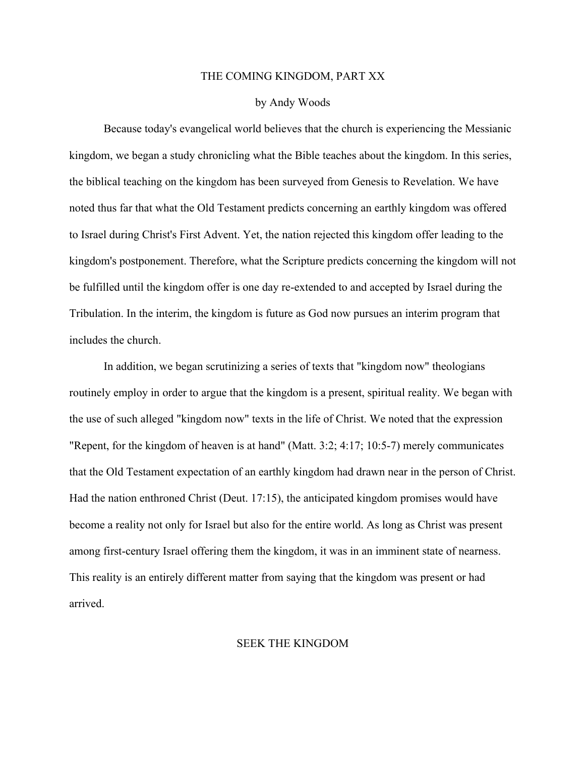# THE COMING KINGDOM, PART XX

by Andy Woods

Because today's evangelical world believes that the church is experiencing the Messianic kingdom, we began a study chronicling what the Bible teaches about the kingdom. In this series, the biblical teaching on the kingdom has been surveyed from Genesis to Revelation. We have noted thus far that what the Old Testament predicts concerning an earthly kingdom was offered to Israel during Christ's First Advent. Yet, the nation rejected this kingdom offer leading to the kingdom's postponement. Therefore, what the Scripture predicts concerning the kingdom will not be fulfilled until the kingdom offer is one day re-extended to and accepted by Israel during the Tribulation. In the interim, the kingdom is future as God now pursues an interim program that includes the church.

In addition, we began scrutinizing a series of texts that "kingdom now" theologians routinely employ in order to argue that the kingdom is a present, spiritual reality. We began with the use of such alleged "kingdom now" texts in the life of Christ. We noted that the expression "Repent, for the kingdom of heaven is at hand" (Matt. 3:2; 4:17; 10:5-7) merely communicates that the Old Testament expectation of an earthly kingdom had drawn near in the person of Christ. Had the nation enthroned Christ (Deut. 17:15), the anticipated kingdom promises would have become a reality not only for Israel but also for the entire world. As long as Christ was present among first-century Israel offering them the kingdom, it was in an imminent state of nearness. This reality is an entirely different matter from saying that the kingdom was present or had arrived.

## SEEK THE KINGDOM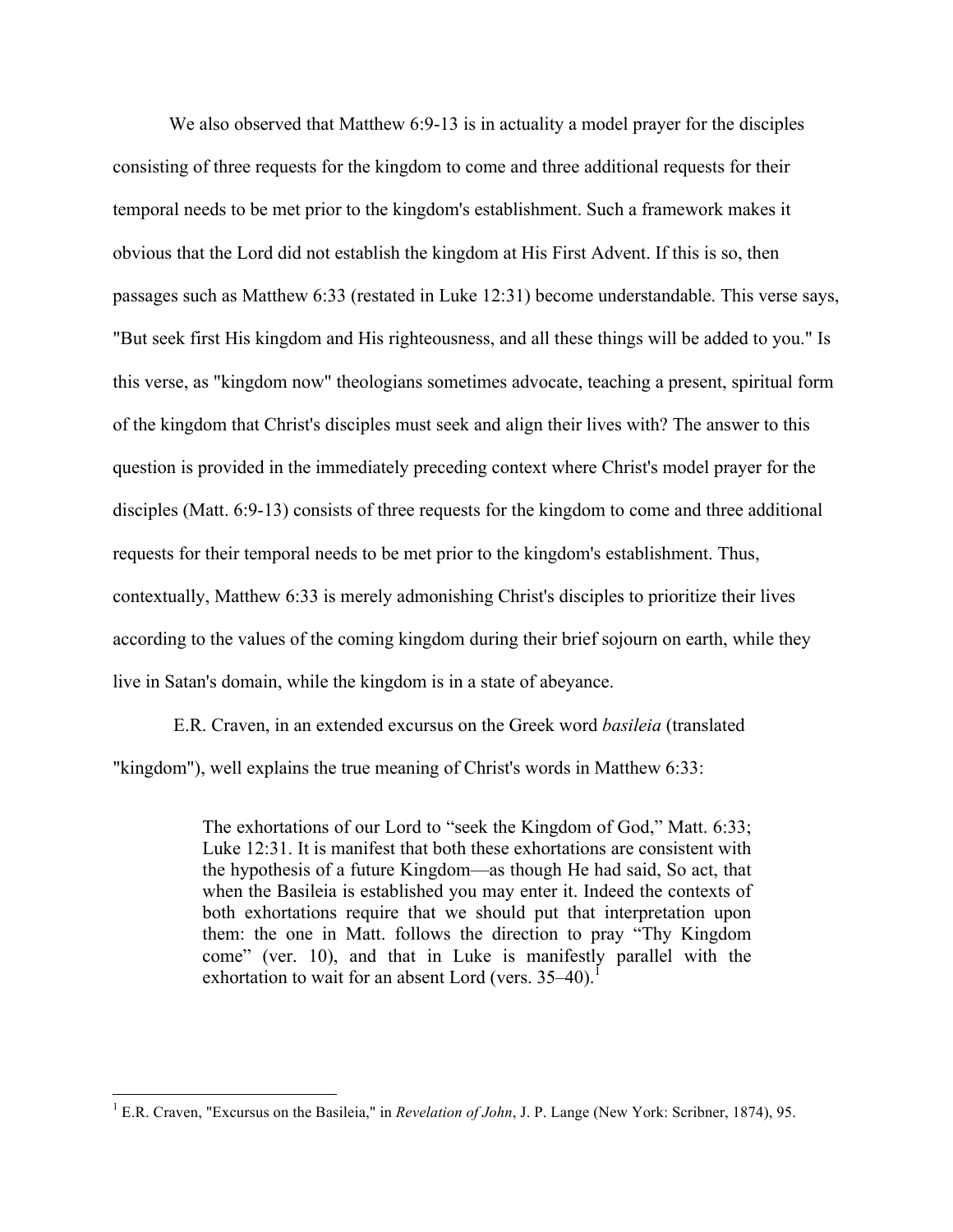We also observed that Matthew 6:9-13 is in actuality a model prayer for the disciples consisting of three requests for the kingdom to come and three additional requests for their temporal needs to be met prior to the kingdom's establishment. Such a framework makes it obvious that the Lord did not establish the kingdom at His First Advent. If this is so, then passages such as Matthew 6:33 (restated in Luke 12:31) become understandable. This verse says, "But seek first His kingdom and His righteousness, and all these things will be added to you." Is this verse, as "kingdom now" theologians sometimes advocate, teaching a present, spiritual form of the kingdom that Christ's disciples must seek and align their lives with? The answer to this question is provided in the immediately preceding context where Christ's model prayer for the disciples (Matt. 6:9-13) consists of three requests for the kingdom to come and three additional requests for their temporal needs to be met prior to the kingdom's establishment. Thus, contextually, Matthew 6:33 is merely admonishing Christ's disciples to prioritize their lives according to the values of the coming kingdom during their brief sojourn on earth, while they live in Satan's domain, while the kingdom is in a state of abeyance.

E.R. Craven, in an extended excursus on the Greek word *basileia* (translated "kingdom"), well explains the true meaning of Christ's words in Matthew 6:33:

> The exhortations of our Lord to "seek the Kingdom of God," Matt. 6:33; Luke 12:31. It is manifest that both these exhortations are consistent with the hypothesis of a future Kingdom—as though He had said, So act, that when the Basileia is established you may enter it. Indeed the contexts of both exhortations require that we should put that interpretation upon them: the one in Matt. follows the direction to pray "Thy Kingdom come" (ver. 10), and that in Luke is manifestly parallel with the exhortation to wait for an absent Lord (vers. 35–40).[1]

---

[1] E.R. Craven, "Excursus on the Basileia," in *Revelation of John*, J. P. Lange (New York: Scribner, 1874), 95.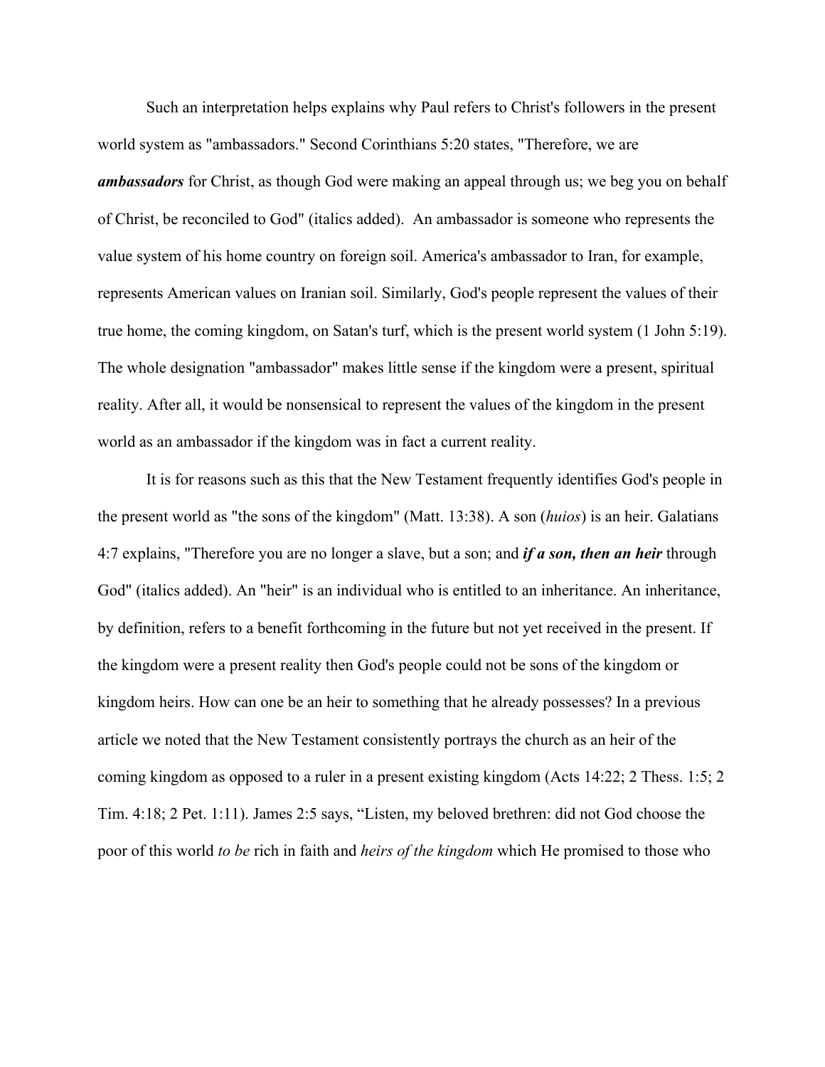Such an interpretation helps explains why Paul refers to Christ's followers in the present world system as "ambassadors." Second Corinthians 5:20 states, "Therefore, we are ***ambassadors*** for Christ, as though God were making an appeal through us; we beg you on behalf of Christ, be reconciled to God" (italics added). An ambassador is someone who represents the value system of his home country on foreign soil. America's ambassador to Iran, for example, represents American values on Iranian soil. Similarly, God's people represent the values of their true home, the coming kingdom, on Satan's turf, which is the present world system (1 John 5:19). The whole designation "ambassador" makes little sense if the kingdom were a present, spiritual reality. After all, it would be nonsensical to represent the values of the kingdom in the present world as an ambassador if the kingdom was in fact a current reality.

It is for reasons such as this that the New Testament frequently identifies God's people in the present world as "the sons of the kingdom" (Matt. 13:38). A son (*huios*) is an heir. Galatians 4:7 explains, "Therefore you are no longer a slave, but a son; and ***if a son, then an heir*** through God" (italics added). An "heir" is an individual who is entitled to an inheritance. An inheritance, by definition, refers to a benefit forthcoming in the future but not yet received in the present. If the kingdom were a present reality then God's people could not be sons of the kingdom or kingdom heirs. How can one be an heir to something that he already possesses? In a previous article we noted that the New Testament consistently portrays the church as an heir of the coming kingdom as opposed to a ruler in a present existing kingdom (Acts 14:22; 2 Thess. 1:5; 2 Tim. 4:18; 2 Pet. 1:11). James 2:5 says, "Listen, my beloved brethren: did not God choose the poor of this world *to be* rich in faith and *heirs of the kingdom* which He promised to those who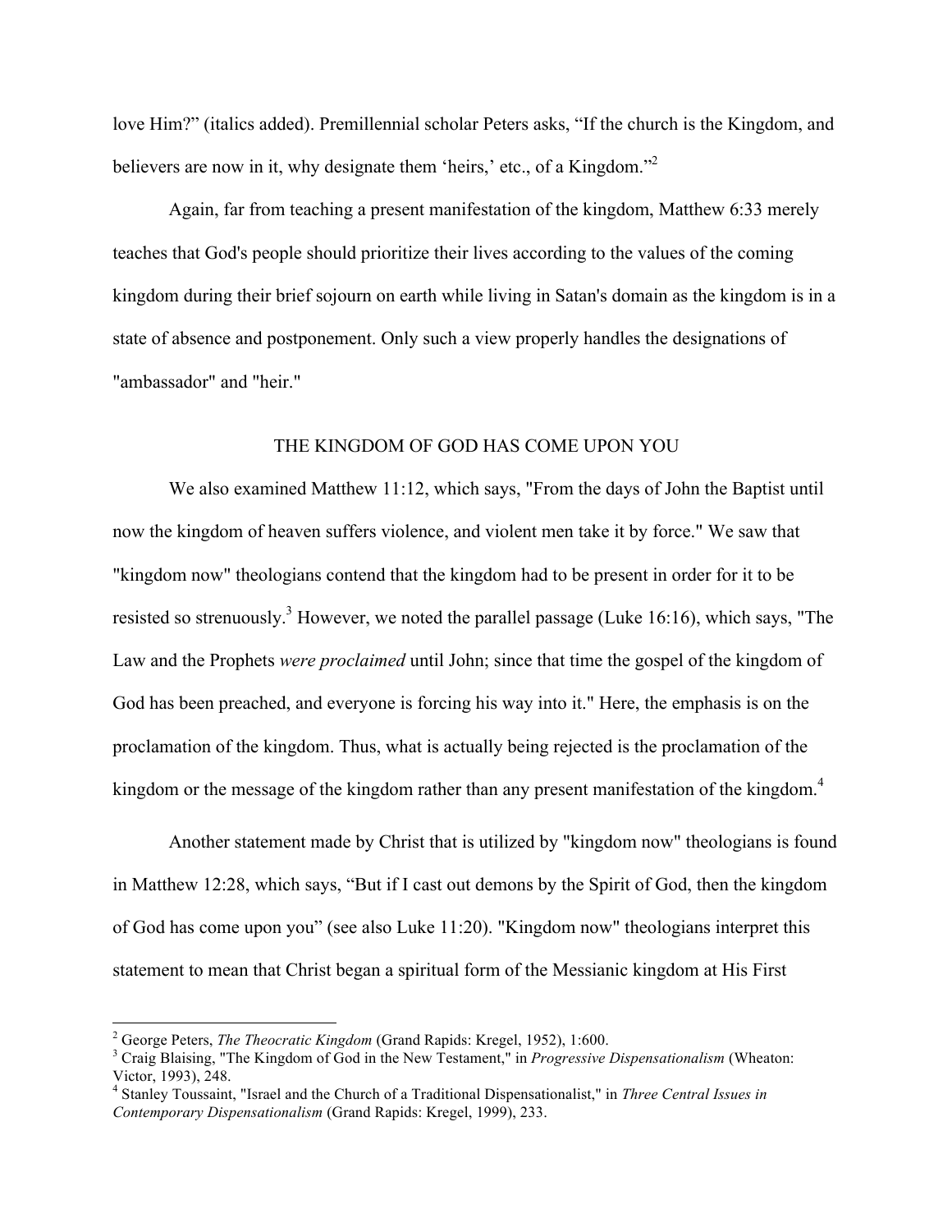love Him?" (italics added). Premillennial scholar Peters asks, "If the church is the Kingdom, and believers are now in it, why designate them 'heirs,' etc., of a Kingdom."[2]

Again, far from teaching a present manifestation of the kingdom, Matthew 6:33 merely teaches that God's people should prioritize their lives according to the values of the coming kingdom during their brief sojourn on earth while living in Satan's domain as the kingdom is in a state of absence and postponement. Only such a view properly handles the designations of "ambassador" and "heir."

## THE KINGDOM OF GOD HAS COME UPON YOU

We also examined Matthew 11:12, which says, "From the days of John the Baptist until now the kingdom of heaven suffers violence, and violent men take it by force." We saw that "kingdom now" theologians contend that the kingdom had to be present in order for it to be resisted so strenuously.[3] However, we noted the parallel passage (Luke 16:16), which says, "The Law and the Prophets *were proclaimed* until John; since that time the gospel of the kingdom of God has been preached, and everyone is forcing his way into it." Here, the emphasis is on the proclamation of the kingdom. Thus, what is actually being rejected is the proclamation of the kingdom or the message of the kingdom rather than any present manifestation of the kingdom.[4]

Another statement made by Christ that is utilized by "kingdom now" theologians is found in Matthew 12:28, which says, "But if I cast out demons by the Spirit of God, then the kingdom of God has come upon you" (see also Luke 11:20). "Kingdom now" theologians interpret this statement to mean that Christ began a spiritual form of the Messianic kingdom at His First

---

[2] George Peters, *The Theocratic Kingdom* (Grand Rapids: Kregel, 1952), 1:600.

[3] Craig Blaising, "The Kingdom of God in the New Testament," in *Progressive Dispensationalism* (Wheaton: Victor, 1993), 248.

[4] Stanley Toussaint, "Israel and the Church of a Traditional Dispensationalist," in *Three Central Issues in Contemporary Dispensationalism* (Grand Rapids: Kregel, 1999), 233.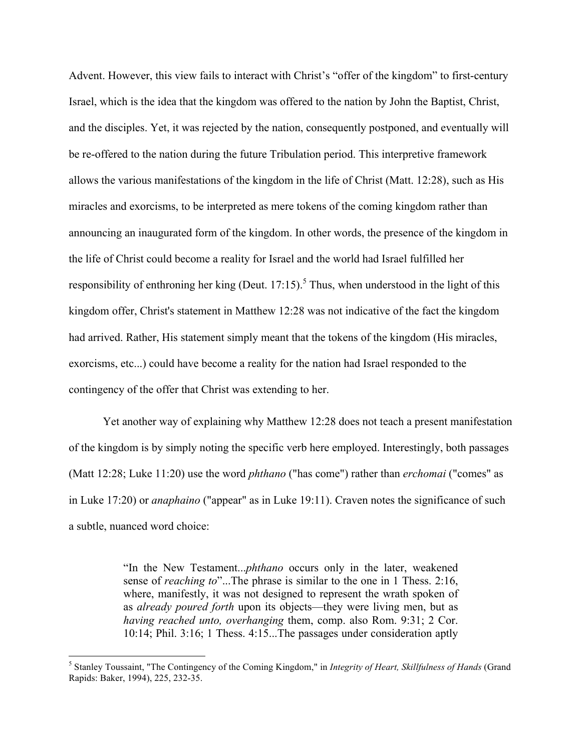Advent. However, this view fails to interact with Christ's "offer of the kingdom" to first-century Israel, which is the idea that the kingdom was offered to the nation by John the Baptist, Christ, and the disciples. Yet, it was rejected by the nation, consequently postponed, and eventually will be re-offered to the nation during the future Tribulation period. This interpretive framework allows the various manifestations of the kingdom in the life of Christ (Matt. 12:28), such as His miracles and exorcisms, to be interpreted as mere tokens of the coming kingdom rather than announcing an inaugurated form of the kingdom. In other words, the presence of the kingdom in the life of Christ could become a reality for Israel and the world had Israel fulfilled her responsibility of enthroning her king (Deut. 17:15).[5] Thus, when understood in the light of this kingdom offer, Christ's statement in Matthew 12:28 was not indicative of the fact the kingdom had arrived. Rather, His statement simply meant that the tokens of the kingdom (His miracles, exorcisms, etc...) could have become a reality for the nation had Israel responded to the contingency of the offer that Christ was extending to her.

Yet another way of explaining why Matthew 12:28 does not teach a present manifestation of the kingdom is by simply noting the specific verb here employed. Interestingly, both passages (Matt 12:28; Luke 11:20) use the word *phthano* ("has come") rather than *erchomai* ("comes" as in Luke 17:20) or *anaphaino* ("appear" as in Luke 19:11). Craven notes the significance of such a subtle, nuanced word choice:

> "In the New Testament...*phthano* occurs only in the later, weakened sense of *reaching to*"...The phrase is similar to the one in 1 Thess. 2:16, where, manifestly, it was not designed to represent the wrath spoken of as *already poured forth* upon its objects—they were living men, but as *having reached unto, overhanging* them, comp. also Rom. 9:31; 2 Cor. 10:14; Phil. 3:16; 1 Thess. 4:15...The passages under consideration aptly

[5] Stanley Toussaint, "The Contingency of the Coming Kingdom," in *Integrity of Heart, Skillfulness of Hands* (Grand Rapids: Baker, 1994), 225, 232-35.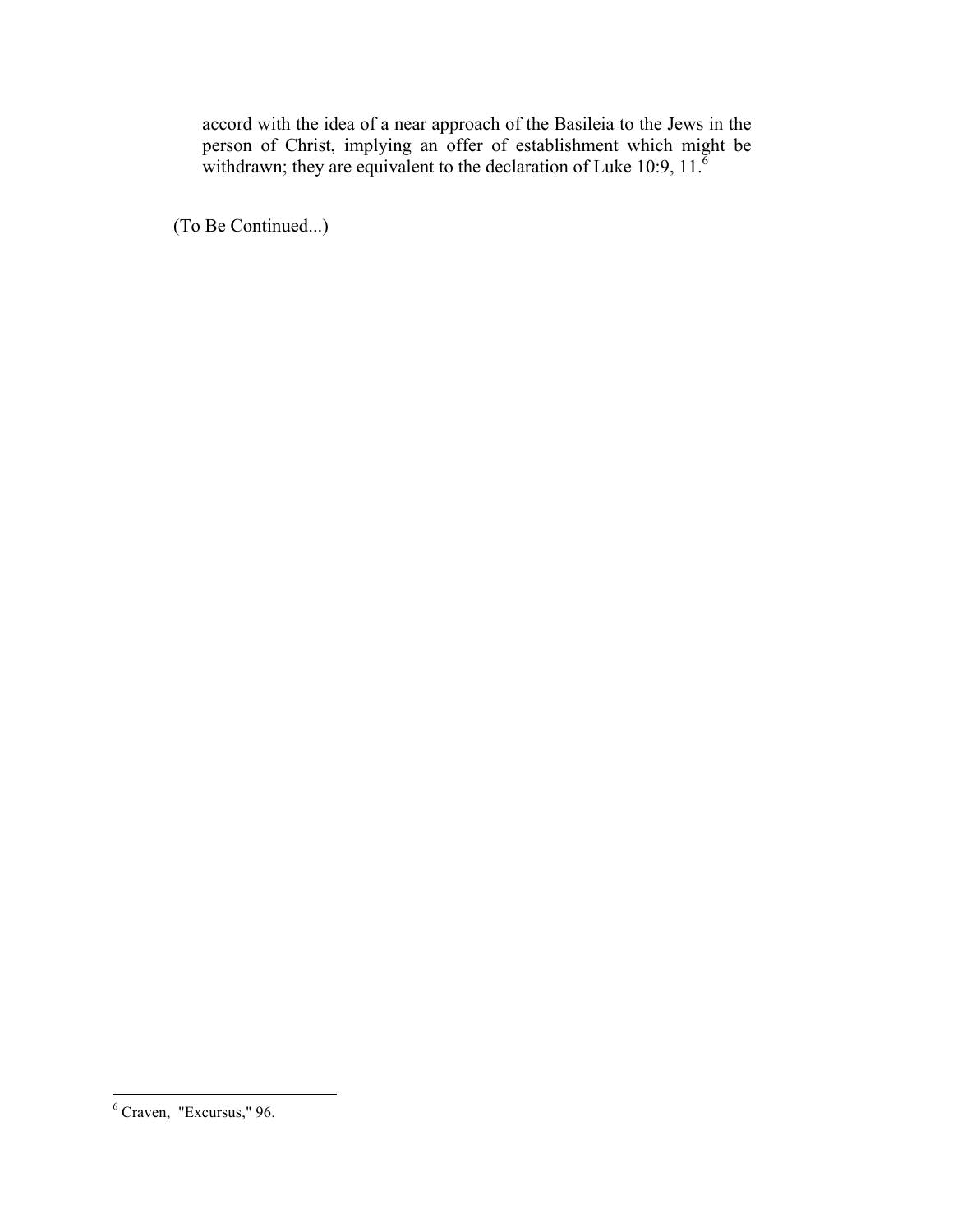> accord with the idea of a near approach of the Basileia to the Jews in the person of Christ, implying an offer of establishment which might be withdrawn; they are equivalent to the declaration of Luke 10:9, 11.[6]

(To Be Continued...)

---

[6] Craven, "Excursus," 96.